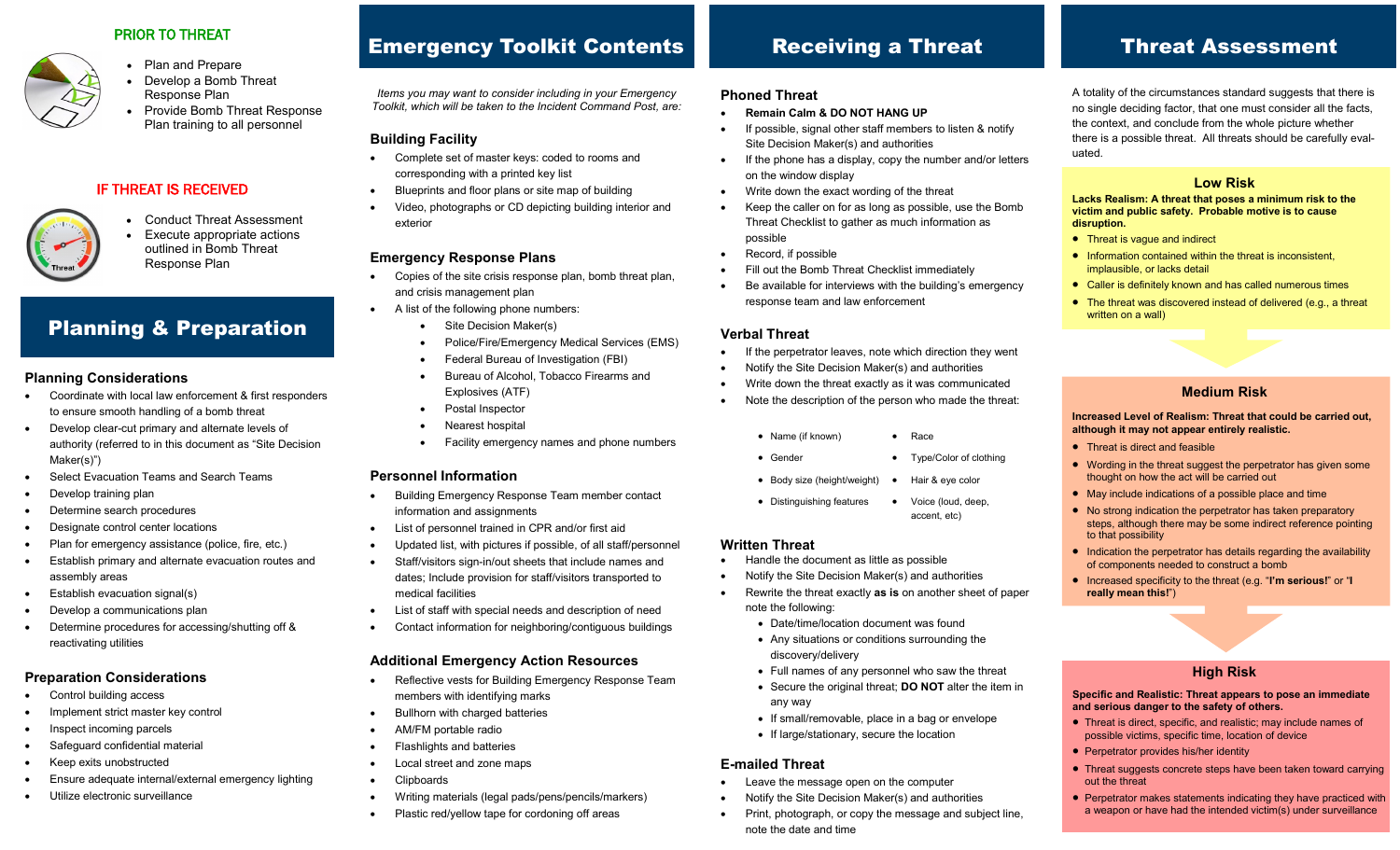## PRIOR TO THRESHOLD

- Plan and Prepare
- Develop a Bomb Threat Response Plan
- Provide Bomb Threat Response Plan training to all personnel

## IF THREAT IS RECEIVED

- Conduct Threat Assessment
- Execute appropriate actions outlined in Bomb Threat Response Plan

# Planning & Preparation

### Planning Considerations

- Coordinate with local law enforcement & first responders to ensure smooth handling of a bomb threat
- Develop clear-cut primary and alternate levels of authority (referred to in this document as "Site Decision Maker(s)")
- Select Evacuation Teams and Search Teams
- Develop training plan
- Determine search procedures
- Designate control center locations
- Plan for emergency assistance (police, fire, etc.)
- Establish primary and alternate evacuation routes and assembly areas
- Establish evacuation signal(s)
- Develop a communications plan
- Determine procedures for accessing/shutting off & reactivating utilities

### Preparation Considerations

- Control building access
- Implement strict master key control
- Inspect incoming parcels
- Safeguard confidential material
- Keep exits unobstructed
- Ensure adequate internal/external emergency lighting
- Utilize electronic surveillance

# Emergency Toolkit Contents

*Items you may want to consider including in your Emergency Toolkit, which will be taken to the Incident Command Post, are:*

### Building Facility

- Complete set of master keys: coded to rooms and corresponding with a printed key list
- Blueprints and floor plans or site map of building
- Video, photographs or CD depicting building interior and exterior

### Emergency Response Plans

- Copies of the site crisis response plan, bomb threat plan, and crisis management plan
- A list of the following phone numbers:
  - Site Decision Maker(s)
  - Police/Fire/Emergency Medical Services (EMS)
  - Federal Bureau of Investigation (FBI)
  - Bureau of Alcohol, Tobacco Firearms and Explosives (ATF)
  - Postal Inspector
  - Nearest hospital
  - Facility emergency names and phone numbers

### Personnel Information

- Building Emergency Response Team member contact information and assignments
- List of personnel trained in CPR and/or first aid
- Updated list, with pictures if possible, of all staff/personnel
- Staff/visitors sign-in/out sheets that include names and dates; Include provision for staff/visitors transported to medical facilities
- List of staff with special needs and description of need
- Contact information for neighboring/contiguous buildings

### Additional Emergency Action Resources

- Reflective vests for Building Emergency Response Team members with identifying marks
- Bullhorn with charged batteries
- AM/FM portable radio
- Flashlights and batteries
- Local street and zone maps
- Clipboards
- Writing materials (legal pads/pens/pencils/markers)
- Plastic red/yellow tape for cordoning off areas

# Receiving a Threat

### Phoned Threat

- **Remain Calm & DO NOT HANG UP**
- If possible, signal other staff members to listen & notify Site Decision Maker(s) and authorities
- If the phone has a display, copy the number and/or letters on the window display
- Write down the exact wording of the threat
- Keep the caller on for as long as possible, use the Bomb Threat Checklist to gather as much information as possible
- Record, if possible
- Fill out the Bomb Threat Checklist immediately
- Be available for interviews with the building's emergency response team and law enforcement

### Verbal Threat

- If the perpetrator leaves, note which direction they went
- Notify the Site Decision Maker(s) and authorities
- Write down the threat exactly as it was communicated
- Note the description of the person who made the threat:
  - Name (if known)
  - Race
  - Gender
  - Type/Color of clothing
  - Body size (height/weight)
  - Hair & eye color
  - Distinguishing features
  - Voice (loud, deep, accent, etc)

### Written Threat

- Handle the document as little as possible
- Notify the Site Decision Maker(s) and authorities
- Rewrite the threat exactly **as is** on another sheet of paper note the following:
  - Date/time/location document was found
  - Any situations or conditions surrounding the discovery/delivery
  - Full names of any personnel who saw the threat
  - Secure the original threat; **DO NOT** alter the item in any way
  - If small/removable, place in a bag or envelope
  - If large/stationary, secure the location

### E-mailed Threat

- Leave the message open on the computer
- Notify the Site Decision Maker(s) and authorities
- Print, photograph, or copy the message and subject line, note the date and time

# Threat Assessment

A totality of the circumstances standard suggests that there is no single deciding factor, that one must consider all the facts, the context, and conclude from the whole picture whether there is a possible threat. All threats should be carefully evaluated.

### Low Risk

**Lacks Realism: A threat that poses a minimum risk to the victim and public safety. Probable motive is to cause disruption.**

- Threat is vague and indirect
- Information contained within the threat is inconsistent, implausible, or lacks detail
- Caller is definitely known and has called numerous times
- The threat was discovered instead of delivered (e.g., a threat written on a wall)

### Medium Risk

**Increased Level of Realism: Threat that could be carried out, although it may not appear entirely realistic.**

- Threat is direct and feasible
- Wording in the threat suggest the perpetrator has given some thought on how the act will be carried out
- May include indications of a possible place and time
- No strong indication the perpetrator has taken preparatory steps, although there may be some indirect reference pointing to that possibility
- Indication the perpetrator has details regarding the availability of components needed to construct a bomb
- Increased specificity to the threat (e.g. "**I'm serious!**" or "**I really mean this!**")

### High Risk

**Specific and Realistic: Threat appears to pose an immediate and serious danger to the safety of others.**

- Threat is direct, specific, and realistic; may include names of possible victims, specific time, location of device
- Perpetrator provides his/her identity
- Threat suggests concrete steps have been taken toward carrying out the threat
- Perpetrator makes statements indicating they have practiced with a weapon or have had the intended victim(s) under surveillance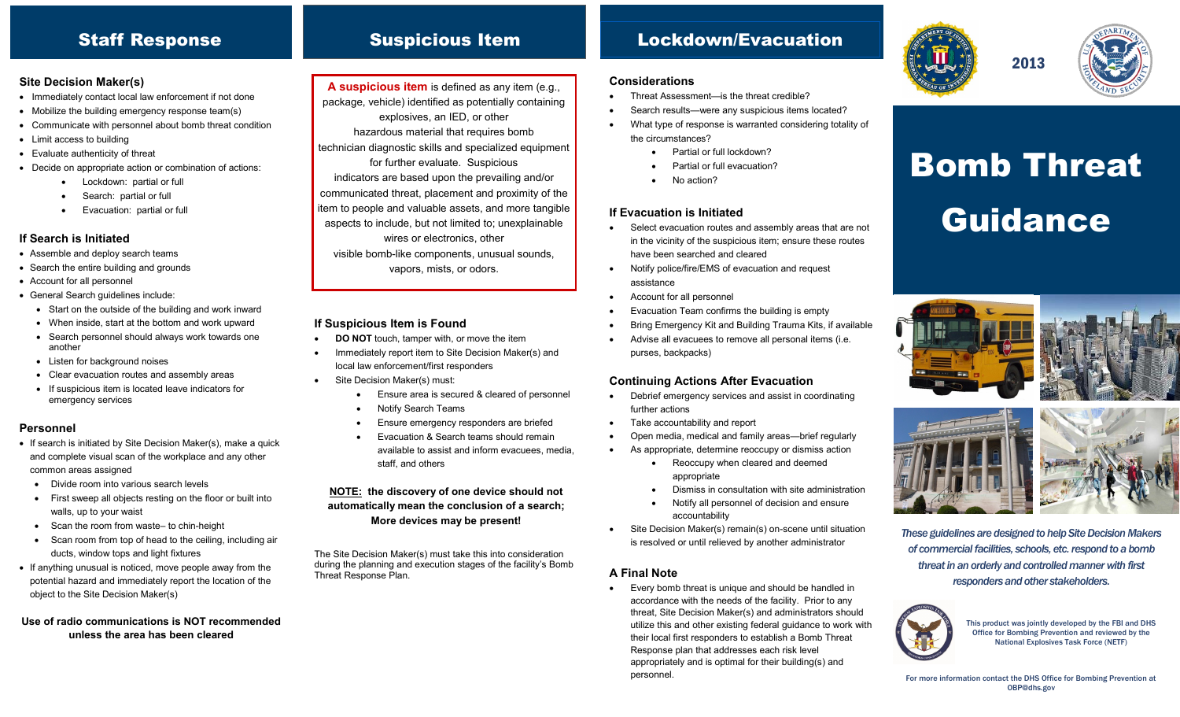## Staff Response

### Site Decision Maker(s)

- Immediately contact local law enforcement if not done
- Mobilize the building emergency response team(s)
- Communicate with personnel about bomb threat condition
- Limit access to building
- Evaluate authenticity of threat
- Decide on appropriate action or combination of actions:
  - Lockdown: partial or full
  - Search: partial or full
  - Evacuation: partial or full

### If Search is Initiated

- Assemble and deploy search teams
- Search the entire building and grounds
- Account for all personnel
- General Search guidelines include:
  - Start on the outside of the building and work inward
  - When inside, start at the bottom and work upward
  - Search personnel should always work towards one another
  - Listen for background noises
  - Clear evacuation routes and assembly areas
  - If suspicious item is located leave indicators for emergency services

### Personnel

- If search is initiated by Site Decision Maker(s), make a quick and complete visual scan of the workplace and any other common areas assigned
  - Divide room into various search levels
  - First sweep all objects resting on the floor or built into walls, up to your waist
  - Scan the room from waste– to chin-height
  - Scan room from top of head to the ceiling, including air ducts, window tops and light fixtures
- If anything unusual is noticed, move people away from the potential hazard and immediately report the location of the object to the Site Decision Maker(s)

**Use of radio communications is NOT recommended unless the area has been cleared**

## Suspicious Item

**A suspicious item** is defined as any item (e.g., package, vehicle) identified as potentially containing explosives, an IED, or other hazardous material that requires bomb technician diagnostic skills and specialized equipment for further evaluate. Suspicious indicators are based upon the prevailing and/or communicated threat, placement and proximity of the item to people and valuable assets, and more tangible aspects to include, but not limited to; unexplainable wires or electronics, other visible bomb-like components, unusual sounds, vapors, mists, or odors.

### If Suspicious Item is Found

- **DO NOT** touch, tamper with, or move the item
- Immediately report item to Site Decision Maker(s) and local law enforcement/first responders
- Site Decision Maker(s) must:
  - Ensure area is secured & cleared of personnel
  - Notify Search Teams
  - Ensure emergency responders are briefed
  - Evacuation & Search teams should remain available to assist and inform evacuees, media, staff, and others

**NOTE: the discovery of one device should not automatically mean the conclusion of a search; More devices may be present!**

The Site Decision Maker(s) must take this into consideration during the planning and execution stages of the facility's Bomb Threat Response Plan.

## Lockdown/Evacuation

### Considerations

- Threat Assessment—is the threat credible?
- Search results—were any suspicious items located?
- What type of response is warranted considering totality of the circumstances?
  - Partial or full lockdown?
  - Partial or full evacuation?
  - No action?

### If Evacuation is Initiated

- Select evacuation routes and assembly areas that are not in the vicinity of the suspicious item; ensure these routes have been searched and cleared
- Notify police/fire/EMS of evacuation and request assistance
- Account for all personnel
- Evacuation Team confirms the building is empty
- Bring Emergency Kit and Building Trauma Kits, if available
- Advise all evacuees to remove all personal items (i.e. purses, backpacks)

### Continuing Actions After Evacuation

- Debrief emergency services and assist in coordinating further actions
- Take accountability and report
- Open media, medical and family areas—brief regularly
- As appropriate, determine reoccupy or dismiss action
  - Reoccupy when cleared and deemed appropriate
  - Dismiss in consultation with site administration
  - Notify all personnel of decision and ensure accountability
- Site Decision Maker(s) remain(s) on-scene until situation is resolved or until relieved by another administrator

### A Final Note

- Every bomb threat is unique and should be handled in accordance with the needs of the facility. Prior to any threat, Site Decision Maker(s) and administrators should utilize this and other existing federal guidance to work with their local first responders to establish a Bomb Threat Response plan that addresses each risk level appropriately and is optimal for their building(s) and personnel.

2013

# Bomb Threat Guidance

*These guidelines are designed to help Site Decision Makers of commercial facilities, schools, etc. respond to a bomb threat in an orderly and controlled manner with first responders and other stakeholders.*

This product was jointly developed by the FBI and DHS Office for Bombing Prevention and reviewed by the National Explosives Task Force (NETF)

For more information contact the DHS Office for Bombing Prevention at OBP@dhs.gov